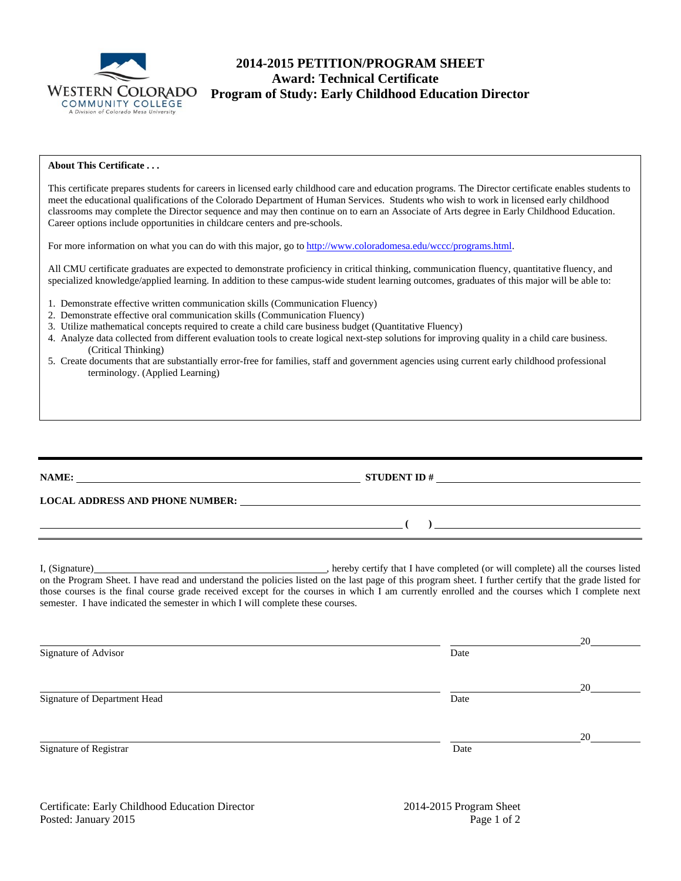# 2014-2015 PETITION/PROGRAM SHEET
## Award: Technical Certificate
## Program of Study: Early Childhood Education Director

**About This Certificate . . .**

This certificate prepares students for careers in licensed early childhood care and education programs. The Director certificate enables students to meet the educational qualifications of the Colorado Department of Human Services. Students who wish to work in licensed early childhood classrooms may complete the Director sequence and may then continue on to earn an Associate of Arts degree in Early Childhood Education. Career options include opportunities in childcare centers and pre-schools.

For more information on what you can do with this major, go to http://www.coloradomesa.edu/wccc/programs.html.

All CMU certificate graduates are expected to demonstrate proficiency in critical thinking, communication fluency, quantitative fluency, and specialized knowledge/applied learning. In addition to these campus-wide student learning outcomes, graduates of this major will be able to:

1. Demonstrate effective written communication skills (Communication Fluency)
2. Demonstrate effective oral communication skills (Communication Fluency)
3. Utilize mathematical concepts required to create a child care business budget (Quantitative Fluency)
4. Analyze data collected from different evaluation tools to create logical next-step solutions for improving quality in a child care business. (Critical Thinking)
5. Create documents that are substantially error-free for families, staff and government agencies using current early childhood professional terminology. (Applied Learning)

---

**NAME:** ______________________ **STUDENT ID #** ______________________

**LOCAL ADDRESS AND PHONE NUMBER:** ______________________

______________________ **( )** ______________________

I, (Signature)______________________, hereby certify that I have completed (or will complete) all the courses listed on the Program Sheet. I have read and understand the policies listed on the last page of this program sheet. I further certify that the grade listed for those courses is the final course grade received except for the courses in which I am currently enrolled and the courses which I complete next semester. I have indicated the semester in which I will complete these courses.

______________________ ______________________20______
Signature of Advisor Date

______________________ ______________________20______
Signature of Department Head Date

______________________ ______________________20______
Signature of Registrar Date

Certificate: Early Childhood Education Director
Posted: January 2015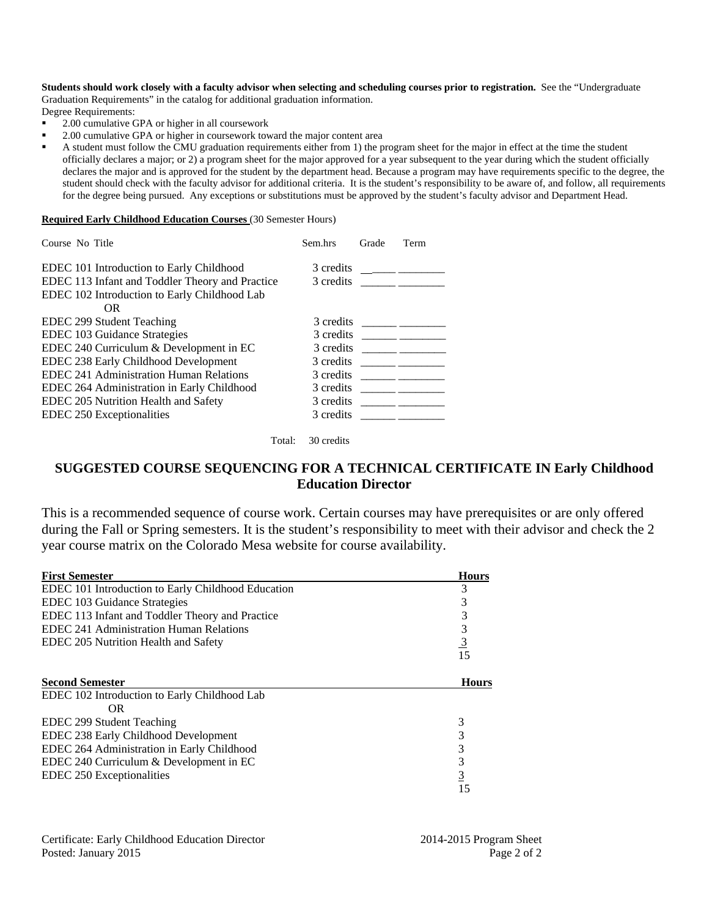**Students should work closely with a faculty advisor when selecting and scheduling courses prior to registration.** See the "Undergraduate Graduation Requirements" in the catalog for additional graduation information.

Degree Requirements:

- 2.00 cumulative GPA or higher in all coursework
- 2.00 cumulative GPA or higher in coursework toward the major content area
- A student must follow the CMU graduation requirements either from 1) the program sheet for the major in effect at the time the student officially declares a major; or 2) a program sheet for the major approved for a year subsequent to the year during which the student officially declares the major and is approved for the student by the department head. Because a program may have requirements specific to the degree, the student should check with the faculty advisor for additional criteria. It is the student's responsibility to be aware of, and follow, all requirements for the degree being pursued. Any exceptions or substitutions must be approved by the student's faculty advisor and Department Head.

**Required Early Childhood Education Courses** (30 Semester Hours)

| Course No Title | Sem.hrs | Grade | Term |
|---|---|---|---|
| EDEC 101 Introduction to Early Childhood | 3 credits | ______ | ________ |
| EDEC 113 Infant and Toddler Theory and Practice | 3 credits | ______ | ________ |
| EDEC 102 Introduction to Early Childhood Lab OR | | | |
| EDEC 299 Student Teaching | 3 credits | ______ | ________ |
| EDEC 103 Guidance Strategies | 3 credits | ______ | ________ |
| EDEC 240 Curriculum & Development in EC | 3 credits | ______ | ________ |
| EDEC 238 Early Childhood Development | 3 credits | ______ | ________ |
| EDEC 241 Administration Human Relations | 3 credits | ______ | ________ |
| EDEC 264 Administration in Early Childhood | 3 credits | ______ | ________ |
| EDEC 205 Nutrition Health and Safety | 3 credits | ______ | ________ |
| EDEC 250 Exceptionalities | 3 credits | ______ | ________ |
| Total: | 30 credits | | |

## SUGGESTED COURSE SEQUENCING FOR A TECHNICAL CERTIFICATE IN Early Childhood Education Director

This is a recommended sequence of course work. Certain courses may have prerequisites or are only offered during the Fall or Spring semesters. It is the student's responsibility to meet with their advisor and check the 2 year course matrix on the Colorado Mesa website for course availability.

| First Semester | Hours |
|---|---|
| EDEC 101 Introduction to Early Childhood Education | 3 |
| EDEC 103 Guidance Strategies | 3 |
| EDEC 113 Infant and Toddler Theory and Practice | 3 |
| EDEC 241 Administration Human Relations | 3 |
| EDEC 205 Nutrition Health and Safety | 3 |
| | 15 |

| Second Semester | Hours |
|---|---|
| EDEC 102 Introduction to Early Childhood Lab OR | |
| EDEC 299 Student Teaching | 3 |
| EDEC 238 Early Childhood Development | 3 |
| EDEC 264 Administration in Early Childhood | 3 |
| EDEC 240 Curriculum & Development in EC | 3 |
| EDEC 250 Exceptionalities | 3 |
| | 15 |

Certificate: Early Childhood Education Director — 2014-2015 Program Sheet
Posted: January 2015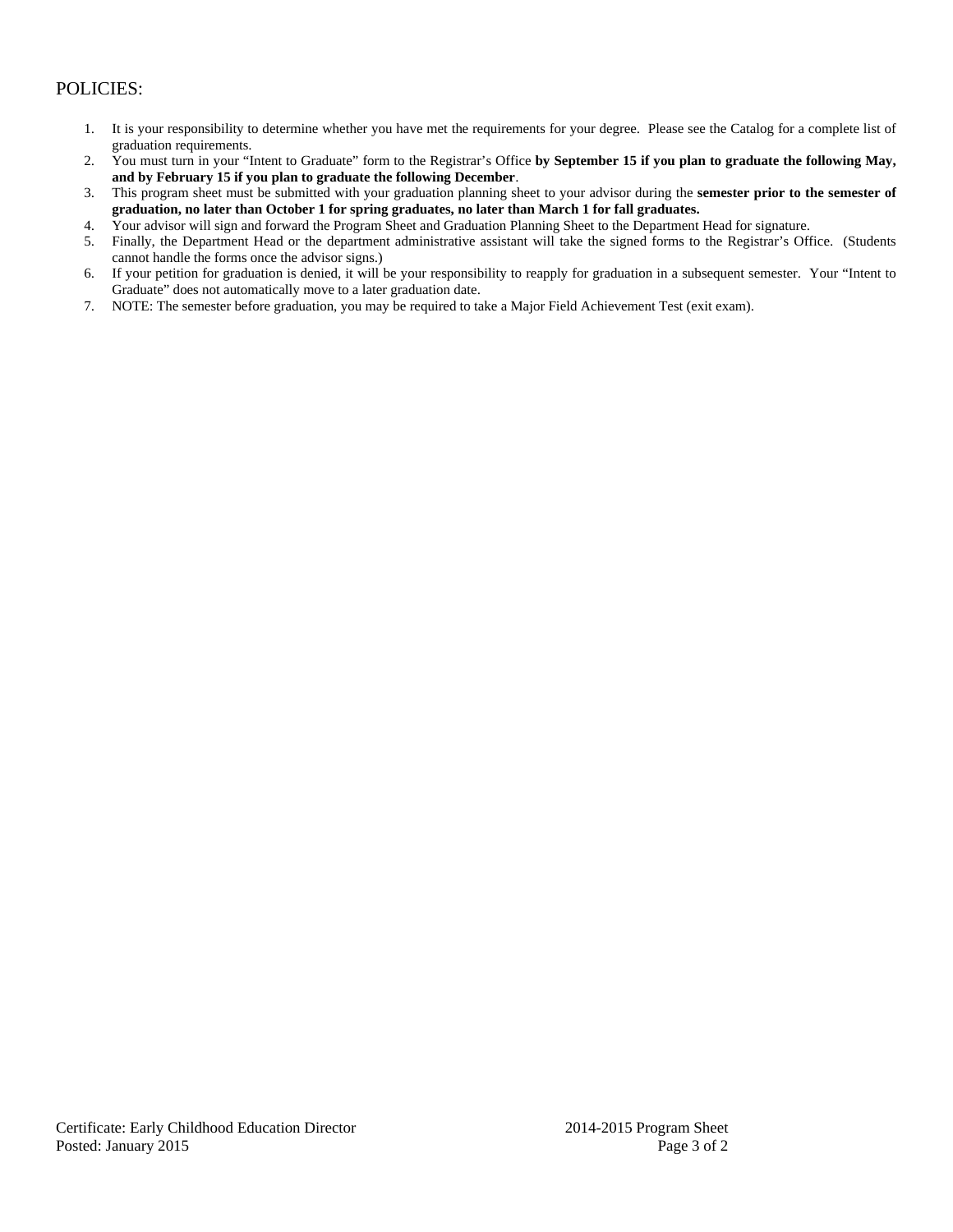## POLICIES:

1. It is your responsibility to determine whether you have met the requirements for your degree. Please see the Catalog for a complete list of graduation requirements.
2. You must turn in your “Intent to Graduate” form to the Registrar’s Office **by September 15 if you plan to graduate the following May, and by February 15 if you plan to graduate the following December**.
3. This program sheet must be submitted with your graduation planning sheet to your advisor during the **semester prior to the semester of graduation, no later than October 1 for spring graduates, no later than March 1 for fall graduates.**
4. Your advisor will sign and forward the Program Sheet and Graduation Planning Sheet to the Department Head for signature.
5. Finally, the Department Head or the department administrative assistant will take the signed forms to the Registrar’s Office. (Students cannot handle the forms once the advisor signs.)
6. If your petition for graduation is denied, it will be your responsibility to reapply for graduation in a subsequent semester. Your “Intent to Graduate” does not automatically move to a later graduation date.
7. NOTE: The semester before graduation, you may be required to take a Major Field Achievement Test (exit exam).